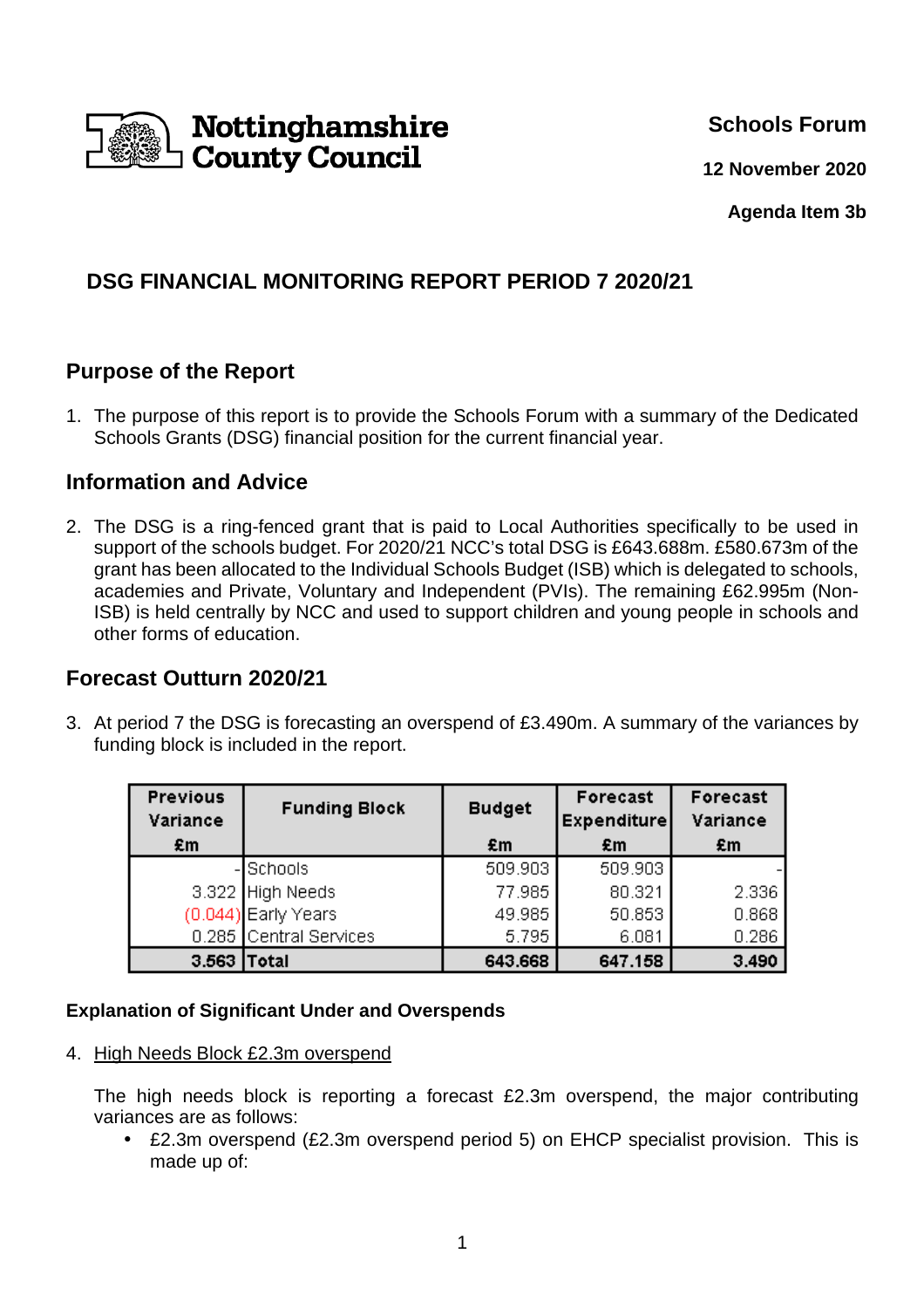Nottinghamshire County Council

**Schools Forum**

**12 November 2020**

**Agenda Item 3b**

# DSG FINANCIAL MONITORING REPORT PERIOD 7 2020/21

## Purpose of the Report

1. The purpose of this report is to provide the Schools Forum with a summary of the Dedicated Schools Grants (DSG) financial position for the current financial year.

## Information and Advice

2. The DSG is a ring-fenced grant that is paid to Local Authorities specifically to be used in support of the schools budget. For 2020/21 NCC's total DSG is £643.688m. £580.673m of the grant has been allocated to the Individual Schools Budget (ISB) which is delegated to schools, academies and Private, Voluntary and Independent (PVIs). The remaining £62.995m (Non-ISB) is held centrally by NCC and used to support children and young people in schools and other forms of education.

## Forecast Outturn 2020/21

3. At period 7 the DSG is forecasting an overspend of £3.490m. A summary of the variances by funding block is included in the report.

| Previous Variance £m | Funding Block | Budget £m | Forecast Expenditure £m | Forecast Variance £m |
|---|---|---|---|---|
| - | Schools | 509.903 | 509.903 | - |
| 3.322 | High Needs | 77.985 | 80.321 | 2.336 |
| (0.044) | Early Years | 49.985 | 50.853 | 0.868 |
| 0.285 | Central Services | 5.795 | 6.081 | 0.286 |
| **3.563** | **Total** | **643.668** | **647.158** | **3.490** |

### Explanation of Significant Under and Overspends

4. High Needs Block £2.3m overspend

   The high needs block is reporting a forecast £2.3m overspend, the major contributing variances are as follows:

   - £2.3m overspend (£2.3m overspend period 5) on EHCP specialist provision. This is made up of: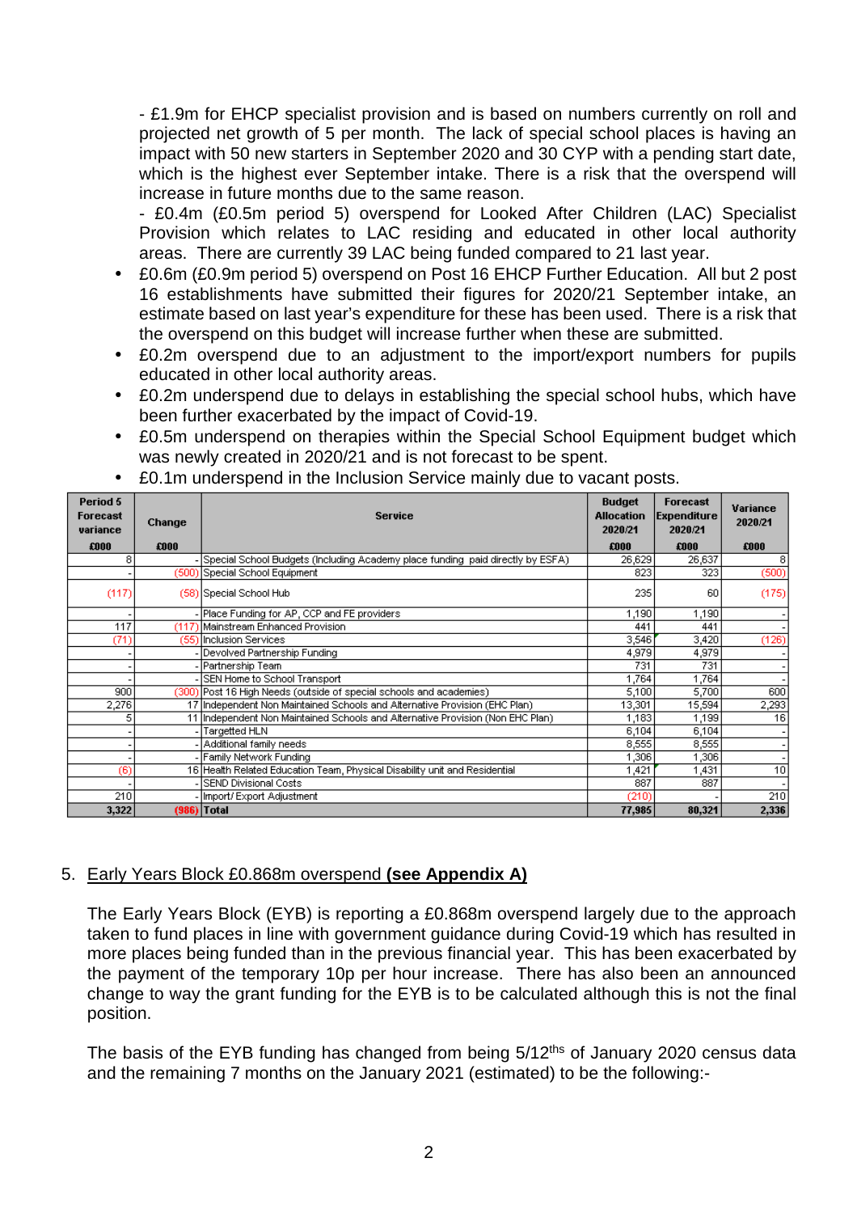- £1.9m for EHCP specialist provision and is based on numbers currently on roll and projected net growth of 5 per month. The lack of special school places is having an impact with 50 new starters in September 2020 and 30 CYP with a pending start date, which is the highest ever September intake. There is a risk that the overspend will increase in future months due to the same reason.
- £0.4m (£0.5m period 5) overspend for Looked After Children (LAC) Specialist Provision which relates to LAC residing and educated in other local authority areas. There are currently 39 LAC being funded compared to 21 last year.

- £0.6m (£0.9m period 5) overspend on Post 16 EHCP Further Education. All but 2 post 16 establishments have submitted their figures for 2020/21 September intake, an estimate based on last year's expenditure for these has been used. There is a risk that the overspend on this budget will increase further when these are submitted.
- £0.2m overspend due to an adjustment to the import/export numbers for pupils educated in other local authority areas.
- £0.2m underspend due to delays in establishing the special school hubs, which have been further exacerbated by the impact of Covid-19.
- £0.5m underspend on therapies within the Special School Equipment budget which was newly created in 2020/21 and is not forecast to be spent.
- £0.1m underspend in the Inclusion Service mainly due to vacant posts.

| Period 5 Forecast variance £000 | Change £000 | Service | Budget Allocation 2020/21 £000 | Forecast Expenditure 2020/21 £000 | Variance 2020/21 £000 |
|---|---|---|---|---|---|
| 8 | - | Special School Budgets (Including Academy place funding paid directly by ESFA) | 26,629 | 26,637 | 8 |
| - | (500) | Special School Equipment | 823 | 323 | (500) |
| (117) | (58) | Special School Hub | 235 | 60 | (175) |
| - | - | Place Funding for AP, CCP and FE providers | 1,190 | 1,190 | - |
| 117 | (117) | Mainstream Enhanced Provision | 441 | 441 | - |
| (71) | (55) | Inclusion Services | 3,546 | 3,420 | (126) |
| - | - | Devolved Partnership Funding | 4,979 | 4,979 | - |
| - | - | Partnership Team | 731 | 731 | - |
| - | - | SEN Home to School Transport | 1,764 | 1,764 | - |
| 900 | (300) | Post 16 High Needs (outside of special schools and academies) | 5,100 | 5,700 | 600 |
| 2,276 | 17 | Independent Non Maintained Schools and Alternative Provision (EHC Plan) | 13,301 | 15,594 | 2,293 |
| 5 | 11 | Independent Non Maintained Schools and Alternative Provision (Non EHC Plan) | 1,183 | 1,199 | 16 |
| - | - | Targetted HLN | 6,104 | 6,104 | - |
| - | - | Additional family needs | 8,555 | 8,555 | - |
| - | - | Family Network Funding | 1,306 | 1,306 | - |
| (6) | 16 | Health Related Education Team, Physical Disability unit and Residential | 1,421 | 1,431 | 10 |
| - | - | SEND Divisional Costs | 887 | 887 | - |
| 210 | - | Import/ Export Adjustment | (210) | - | 210 |
| **3,322** | **(986)** | **Total** | **77,985** | **80,321** | **2,336** |

5. <u>Early Years Block £0.868m overspend</u> **<u>(see Appendix A)</u>**

The Early Years Block (EYB) is reporting a £0.868m overspend largely due to the approach taken to fund places in line with government guidance during Covid-19 which has resulted in more places being funded than in the previous financial year. This has been exacerbated by the payment of the temporary 10p per hour increase. There has also been an announced change to way the grant funding for the EYB is to be calculated although this is not the final position.

The basis of the EYB funding has changed from being 5/12ths of January 2020 census data and the remaining 7 months on the January 2021 (estimated) to be the following:-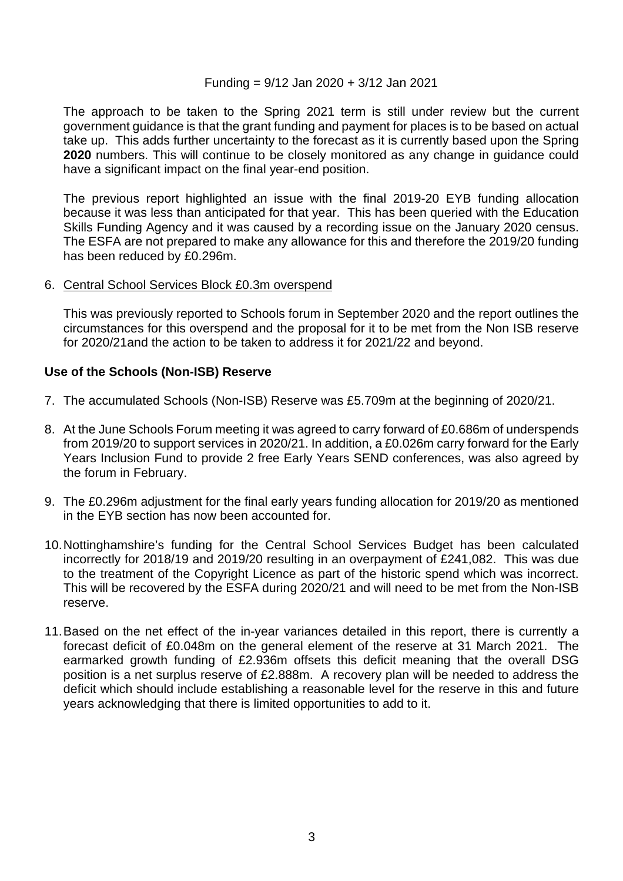Funding = 9/12 Jan 2020 + 3/12 Jan 2021

The approach to be taken to the Spring 2021 term is still under review but the current government guidance is that the grant funding and payment for places is to be based on actual take up. This adds further uncertainty to the forecast as it is currently based upon the Spring **2020** numbers. This will continue to be closely monitored as any change in guidance could have a significant impact on the final year-end position.

The previous report highlighted an issue with the final 2019-20 EYB funding allocation because it was less than anticipated for that year. This has been queried with the Education Skills Funding Agency and it was caused by a recording issue on the January 2020 census. The ESFA are not prepared to make any allowance for this and therefore the 2019/20 funding has been reduced by £0.296m.

6. <u>Central School Services Block £0.3m overspend</u>

   This was previously reported to Schools forum in September 2020 and the report outlines the circumstances for this overspend and the proposal for it to be met from the Non ISB reserve for 2020/21and the action to be taken to address it for 2021/22 and beyond.

**Use of the Schools (Non-ISB) Reserve**

7. The accumulated Schools (Non-ISB) Reserve was £5.709m at the beginning of 2020/21.

8. At the June Schools Forum meeting it was agreed to carry forward of £0.686m of underspends from 2019/20 to support services in 2020/21. In addition, a £0.026m carry forward for the Early Years Inclusion Fund to provide 2 free Early Years SEND conferences, was also agreed by the forum in February.

9. The £0.296m adjustment for the final early years funding allocation for 2019/20 as mentioned in the EYB section has now been accounted for.

10. Nottinghamshire's funding for the Central School Services Budget has been calculated incorrectly for 2018/19 and 2019/20 resulting in an overpayment of £241,082. This was due to the treatment of the Copyright Licence as part of the historic spend which was incorrect. This will be recovered by the ESFA during 2020/21 and will need to be met from the Non-ISB reserve.

11. Based on the net effect of the in-year variances detailed in this report, there is currently a forecast deficit of £0.048m on the general element of the reserve at 31 March 2021. The earmarked growth funding of £2.936m offsets this deficit meaning that the overall DSG position is a net surplus reserve of £2.888m. A recovery plan will be needed to address the deficit which should include establishing a reasonable level for the reserve in this and future years acknowledging that there is limited opportunities to add to it.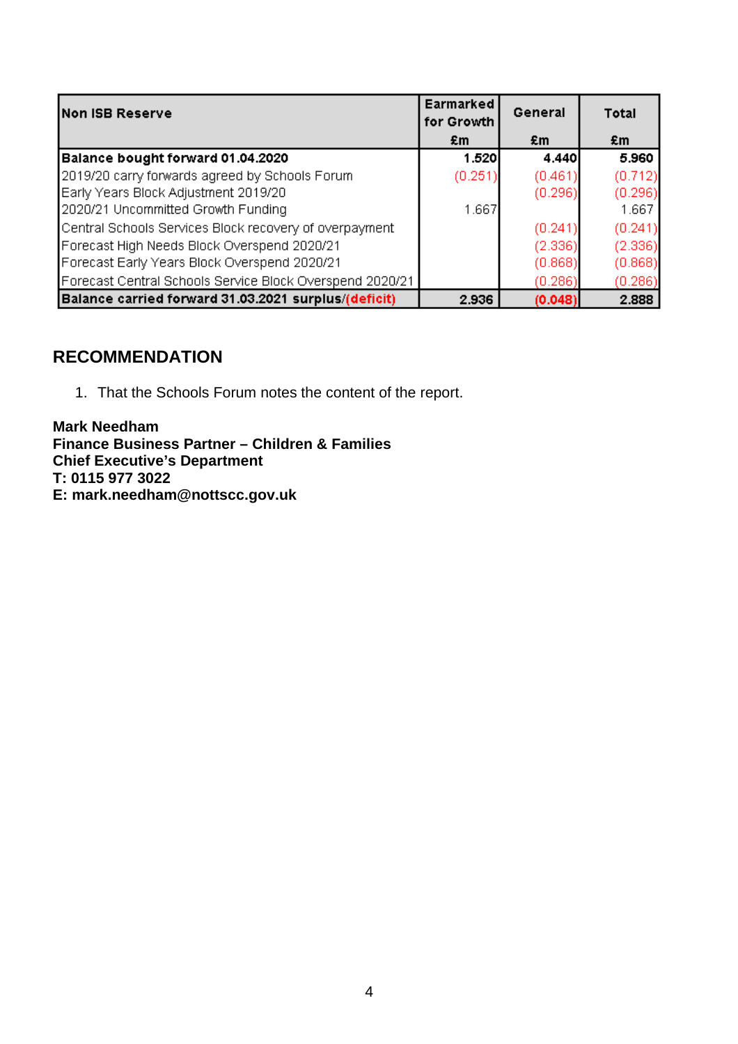| Non ISB Reserve | Earmarked for Growth £m | General £m | Total £m |
|---|---|---|---|
| **Balance bought forward 01.04.2020** | **1.520** | **4.440** | **5.960** |
| 2019/20 carry forwards agreed by Schools Forum | (0.251) | (0.461) | (0.712) |
| Early Years Block Adjustment 2019/20 | | (0.296) | (0.296) |
| 2020/21 Uncommitted Growth Funding | 1.667 | | 1.667 |
| Central Schools Services Block recovery of overpayment | | (0.241) | (0.241) |
| Forecast High Needs Block Overspend 2020/21 | | (2.336) | (2.336) |
| Forecast Early Years Block Overspend 2020/21 | | (0.868) | (0.868) |
| Forecast Central Schools Service Block Overspend 2020/21 | | (0.286) | (0.286) |
| **Balance carried forward 31.03.2021 surplus/(deficit)** | **2.936** | **(0.048)** | **2.888** |

## RECOMMENDATION

1. That the Schools Forum notes the content of the report.

**Mark Needham**
**Finance Business Partner – Children & Families**
**Chief Executive's Department**
**T: 0115 977 3022**
**E: mark.needham@nottscc.gov.uk**